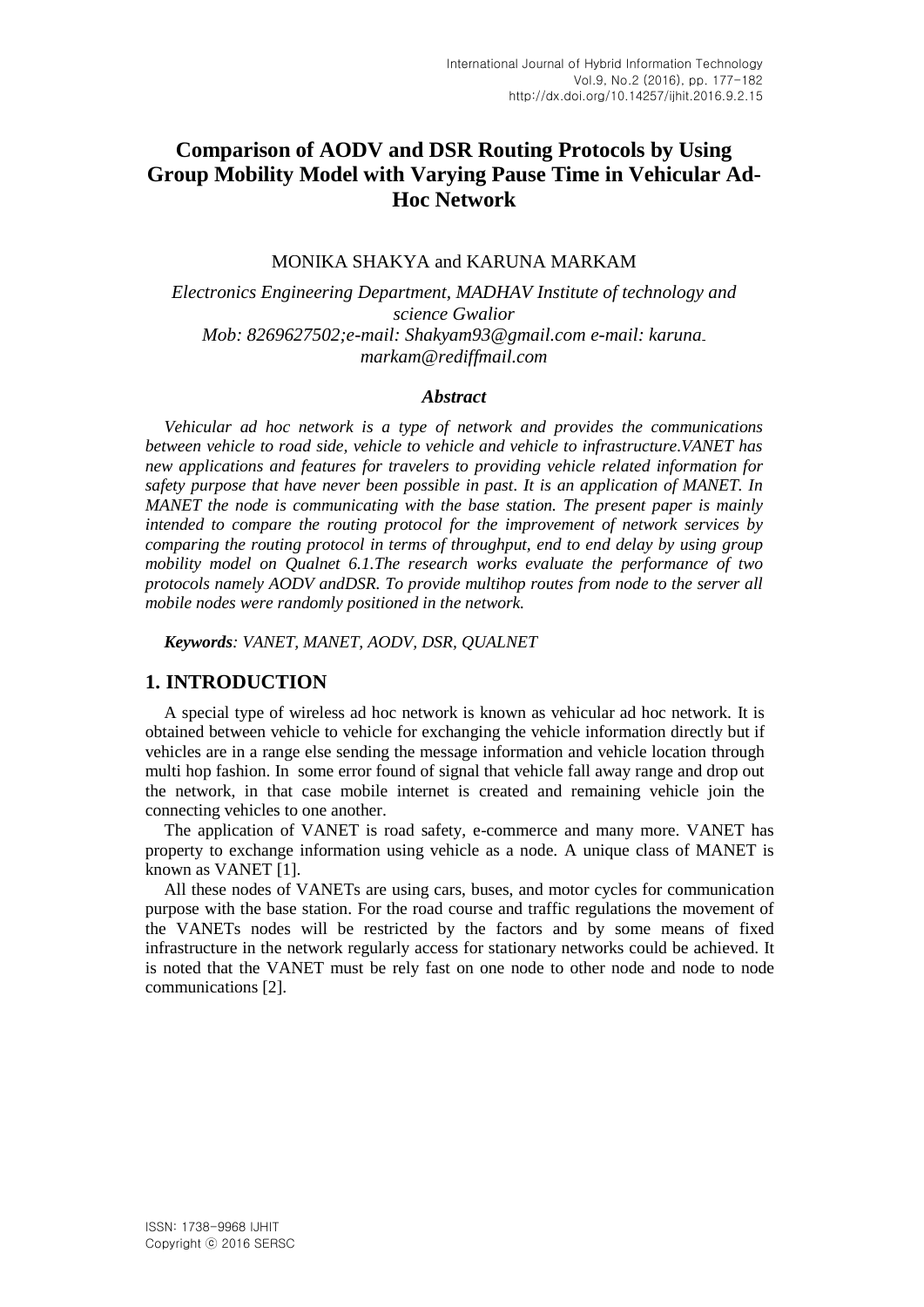# Comparison of AODV and DSR Routing Protocols by Using Group Mobility Model with Varying Pause Time in Vehicular Ad-Hoc Network

MONIKA SHAKYA and KARUNA MARKAM

*Electronics Engineering Department, MADHAV Institute of technology and science Gwalior*
*Mob: 8269627502;e-mail: Shakyam93@gmail.com e-mail: karuna_markam@rediffmail.com*

### *Abstract*

*Vehicular ad hoc network is a type of network and provides the communications between vehicle to road side, vehicle to vehicle and vehicle to infrastructure.VANET has new applications and features for travelers to providing vehicle related information for safety purpose that have never been possible in past. It is an application of MANET. In MANET the node is communicating with the base station. The present paper is mainly intended to compare the routing protocol for the improvement of network services by comparing the routing protocol in terms of throughput, end to end delay by using group mobility model on Qualnet 6.1.The research works evaluate the performance of two protocols namely AODV andDSR. To provide multihop routes from node to the server all mobile nodes were randomly positioned in the network.*

***Keywords**: VANET, MANET, AODV, DSR, QUALNET*

## 1. INTRODUCTION

A special type of wireless ad hoc network is known as vehicular ad hoc network. It is obtained between vehicle to vehicle for exchanging the vehicle information directly but if vehicles are in a range else sending the message information and vehicle location through multi hop fashion. In some error found of signal that vehicle fall away range and drop out the network, in that case mobile internet is created and remaining vehicle join the connecting vehicles to one another.

The application of VANET is road safety, e-commerce and many more. VANET has property to exchange information using vehicle as a node. A unique class of MANET is known as VANET [1].

All these nodes of VANETs are using cars, buses, and motor cycles for communication purpose with the base station. For the road course and traffic regulations the movement of the VANETs nodes will be restricted by the factors and by some means of fixed infrastructure in the network regularly access for stationary networks could be achieved. It is noted that the VANET must be rely fast on one node to other node and node to node communications [2].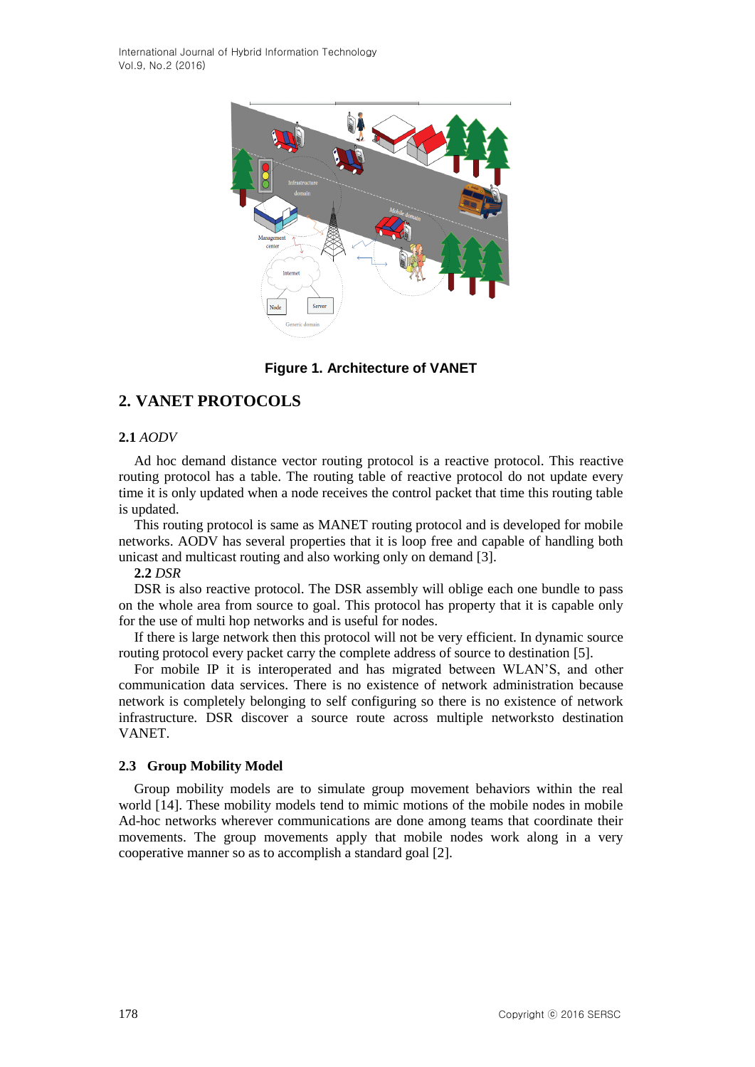Figure 1. Architecture of VANET

## 2. VANET PROTOCOLS

### 2.1 *AODV*

Ad hoc demand distance vector routing protocol is a reactive protocol. This reactive routing protocol has a table. The routing table of reactive protocol do not update every time it is only updated when a node receives the control packet that time this routing table is updated.

This routing protocol is same as MANET routing protocol and is developed for mobile networks. AODV has several properties that it is loop free and capable of handling both unicast and multicast routing and also working only on demand [3].

### 2.2 *DSR*

DSR is also reactive protocol. The DSR assembly will oblige each one bundle to pass on the whole area from source to goal. This protocol has property that it is capable only for the use of multi hop networks and is useful for nodes.

If there is large network then this protocol will not be very efficient. In dynamic source routing protocol every packet carry the complete address of source to destination [5].

For mobile IP it is interoperated and has migrated between WLAN'S, and other communication data services. There is no existence of network administration because network is completely belonging to self configuring so there is no existence of network infrastructure. DSR discover a source route across multiple networksto destination VANET.

### 2.3 Group Mobility Model

Group mobility models are to simulate group movement behaviors within the real world [14]. These mobility models tend to mimic motions of the mobile nodes in mobile Ad-hoc networks wherever communications are done among teams that coordinate their movements. The group movements apply that mobile nodes work along in a very cooperative manner so as to accomplish a standard goal [2].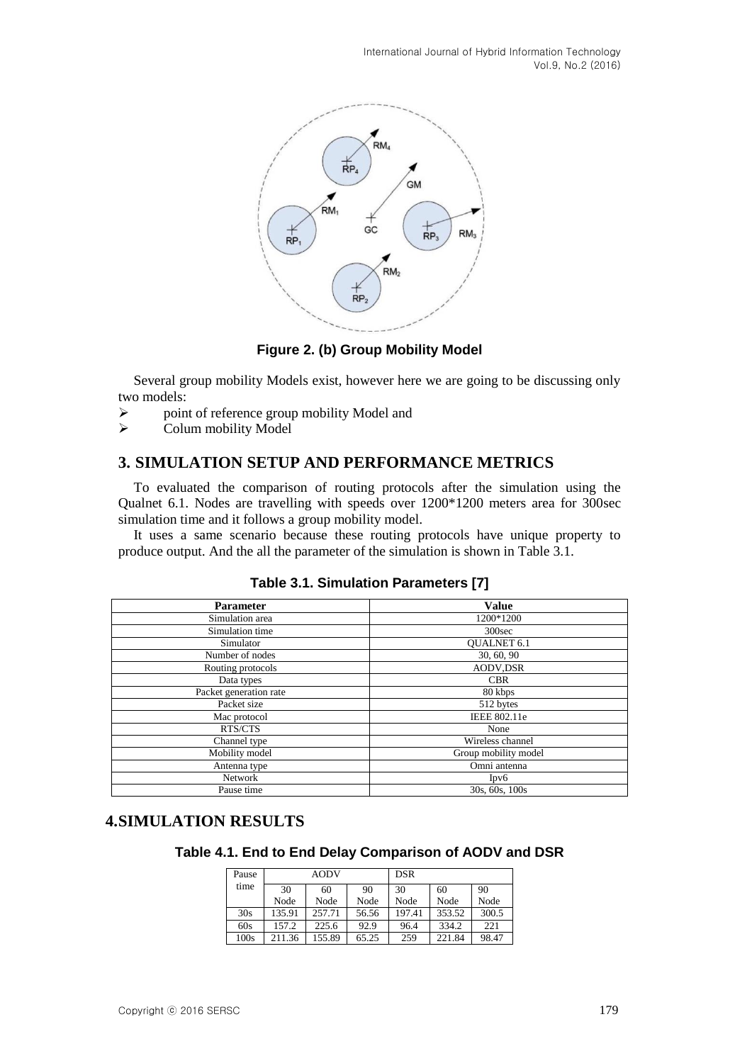Figure 2. (b) Group Mobility Model

Several group mobility Models exist, however here we are going to be discussing only two models:

- point of reference group mobility Model and
- Colum mobility Model

## 3. SIMULATION SETUP AND PERFORMANCE METRICS

To evaluated the comparison of routing protocols after the simulation using the Qualnet 6.1. Nodes are travelling with speeds over 1200*1200 meters area for 300sec simulation time and it follows a group mobility model.

It uses a same scenario because these routing protocols have unique property to produce output. And the all the parameter of the simulation is shown in Table 3.1.

**Table 3.1. Simulation Parameters [7]**

| Parameter | Value |
|---|---|
| Simulation area | 1200*1200 |
| Simulation time | 300sec |
| Simulator | QUALNET 6.1 |
| Number of nodes | 30, 60, 90 |
| Routing protocols | AODV,DSR |
| Data types | CBR |
| Packet generation rate | 80 kbps |
| Packet size | 512 bytes |
| Mac protocol | IEEE 802.11e |
| RTS/CTS | None |
| Channel type | Wireless channel |
| Mobility model | Group mobility model |
| Antenna type | Omni antenna |
| Network | Ipv6 |
| Pause time | 30s, 60s, 100s |

## 4.SIMULATION RESULTS

**Table 4.1. End to End Delay Comparison of AODV and DSR**

| Pause time | AODV | | | DSR | | |
|---|---|---|---|---|---|---|
| | 30 Node | 60 Node | 90 Node | 30 Node | 60 Node | 90 Node |
| 30s | 135.91 | 257.71 | 56.56 | 197.41 | 353.52 | 300.5 |
| 60s | 157.2 | 225.6 | 92.9 | 96.4 | 334.2 | 221 |
| 100s | 211.36 | 155.89 | 65.25 | 259 | 221.84 | 98.47 |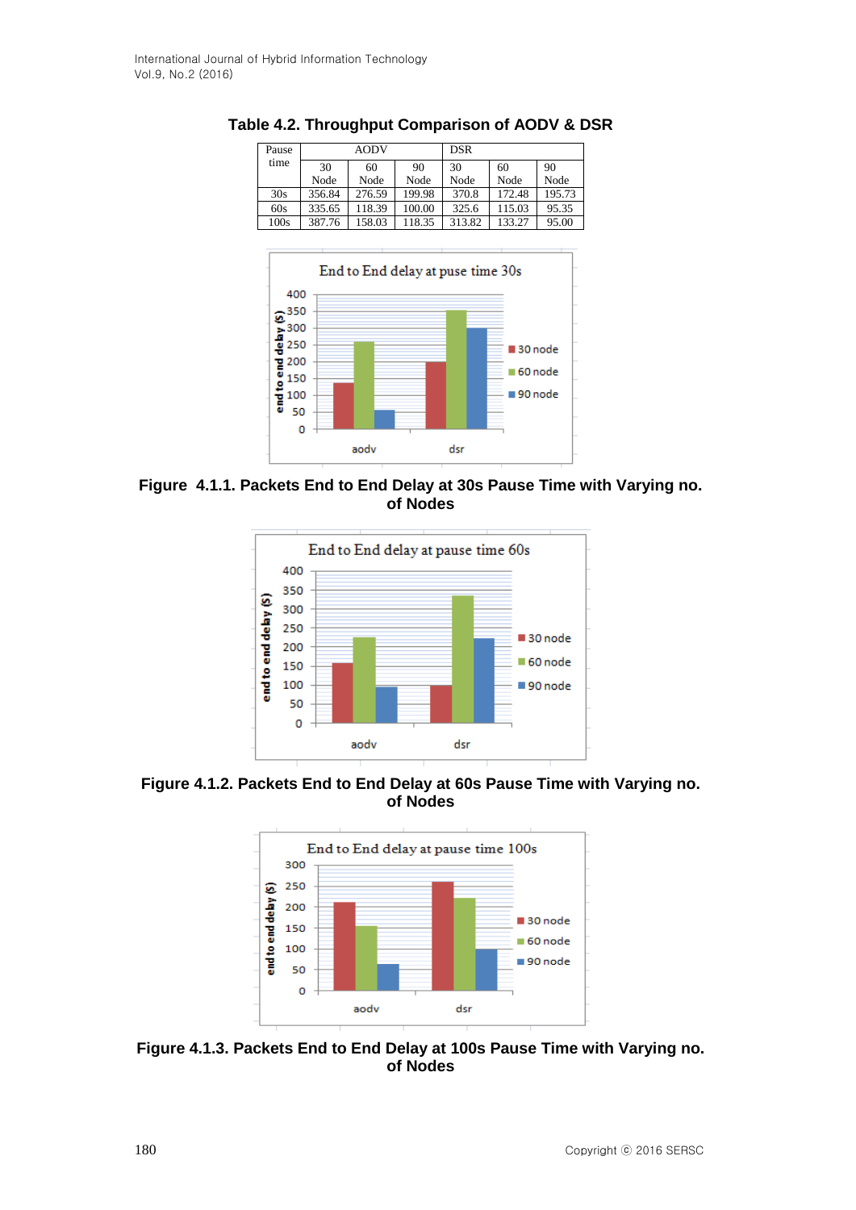**Table 4.2. Throughput Comparison of AODV & DSR**

| Pause time | AODV | | | DSR | | |
|---|---|---|---|---|---|---|
| | 30 Node | 60 Node | 90 Node | 30 Node | 60 Node | 90 Node |
| 30s | 356.84 | 276.59 | 199.98 | 370.8 | 172.48 | 195.73 |
| 60s | 335.65 | 118.39 | 100.00 | 325.6 | 115.03 | 95.35 |
| 100s | 387.76 | 158.03 | 118.35 | 313.82 | 133.27 | 95.00 |

**Figure 4.1.1. Packets End to End Delay at 30s Pause Time with Varying no. of Nodes**

**Figure 4.1.2. Packets End to End Delay at 60s Pause Time with Varying no. of Nodes**

**Figure 4.1.3. Packets End to End Delay at 100s Pause Time with Varying no. of Nodes**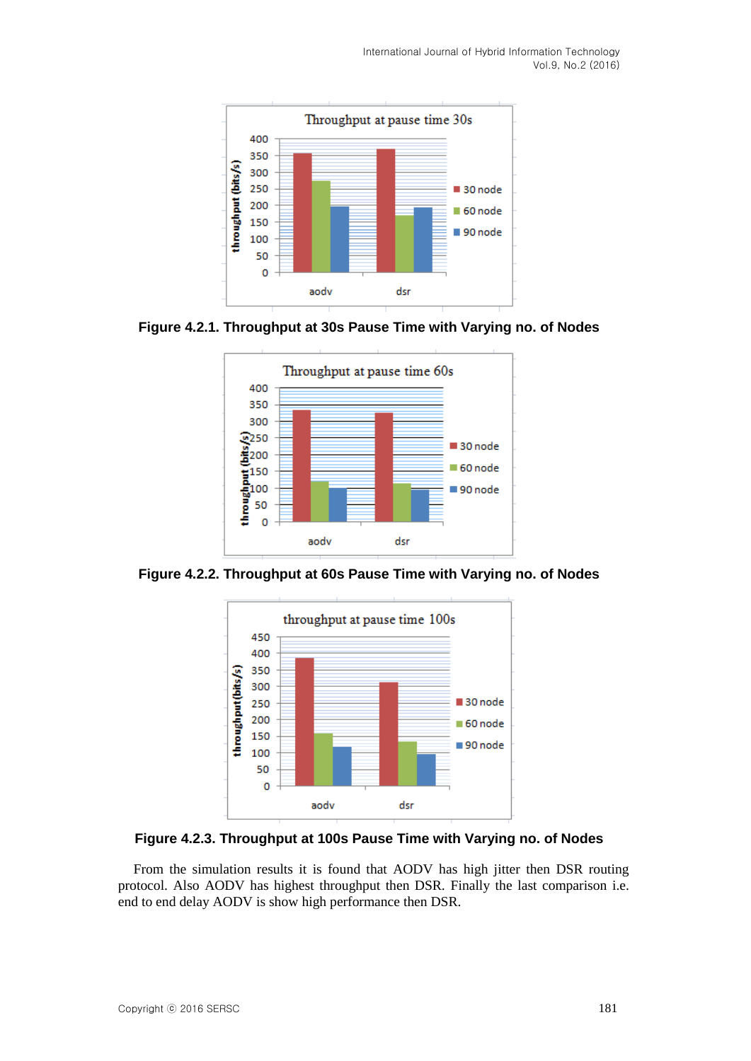**Figure 4.2.1. Throughput at 30s Pause Time with Varying no. of Nodes**

**Figure 4.2.2. Throughput at 60s Pause Time with Varying no. of Nodes**

**Figure 4.2.3. Throughput at 100s Pause Time with Varying no. of Nodes**

From the simulation results it is found that AODV has high jitter then DSR routing protocol. Also AODV has highest throughput then DSR. Finally the last comparison i.e. end to end delay AODV is show high performance then DSR.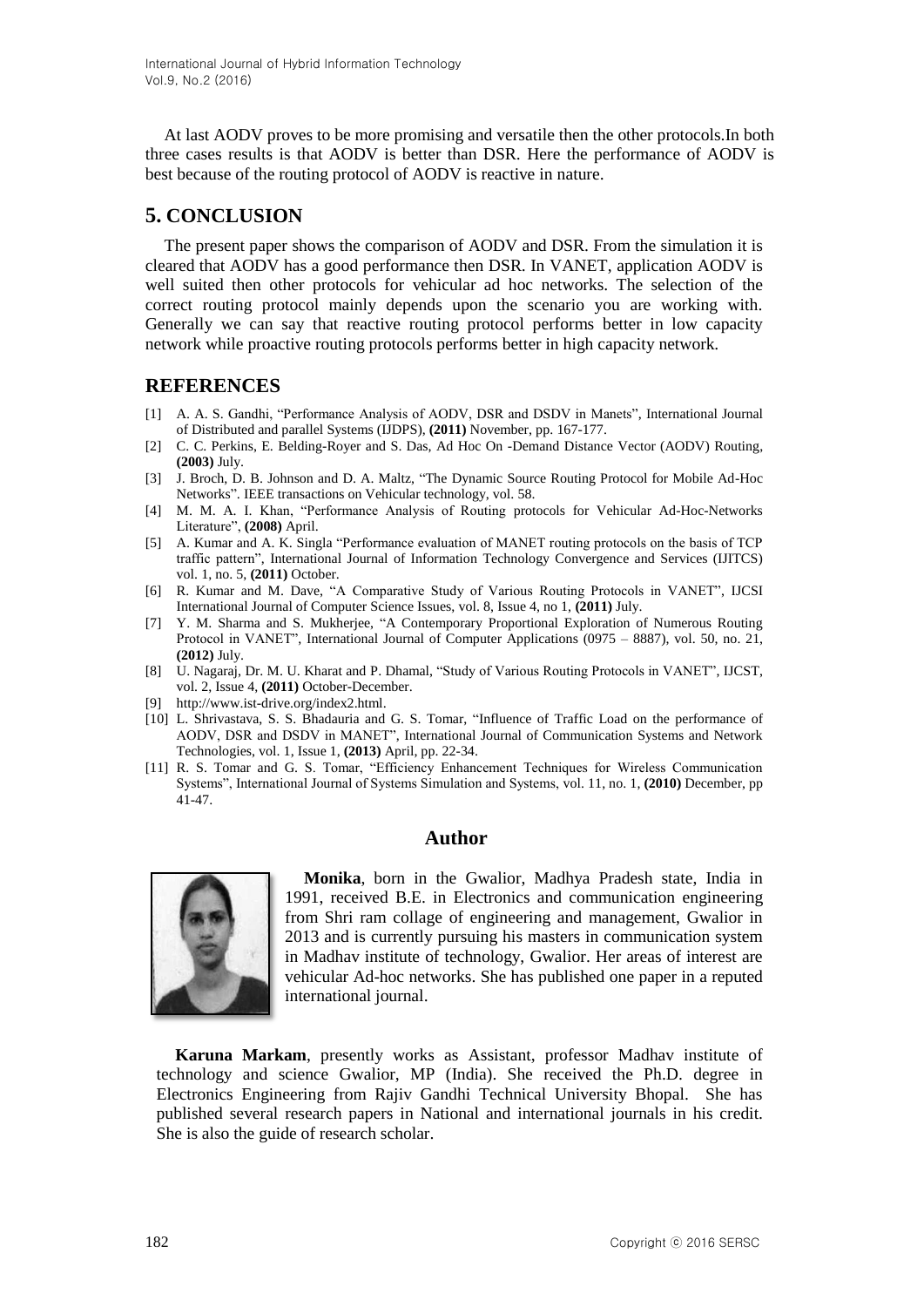At last AODV proves to be more promising and versatile then the other protocols.In both three cases results is that AODV is better than DSR. Here the performance of AODV is best because of the routing protocol of AODV is reactive in nature.

## 5. CONCLUSION

The present paper shows the comparison of AODV and DSR. From the simulation it is cleared that AODV has a good performance then DSR. In VANET, application AODV is well suited then other protocols for vehicular ad hoc networks. The selection of the correct routing protocol mainly depends upon the scenario you are working with. Generally we can say that reactive routing protocol performs better in low capacity network while proactive routing protocols performs better in high capacity network.

## REFERENCES

[1] A. A. S. Gandhi, "Performance Analysis of AODV, DSR and DSDV in Manets", International Journal of Distributed and parallel Systems (IJDPS), **(2011)** November, pp. 167-177.

[2] C. C. Perkins, E. Belding-Royer and S. Das, Ad Hoc On -Demand Distance Vector (AODV) Routing, **(2003)** July.

[3] J. Broch, D. B. Johnson and D. A. Maltz, "The Dynamic Source Routing Protocol for Mobile Ad-Hoc Networks". IEEE transactions on Vehicular technology, vol. 58.

[4] M. M. A. I. Khan, "Performance Analysis of Routing protocols for Vehicular Ad-Hoc-Networks Literature", **(2008)** April.

[5] A. Kumar and A. K. Singla "Performance evaluation of MANET routing protocols on the basis of TCP traffic pattern", International Journal of Information Technology Convergence and Services (IJITCS) vol. 1, no. 5, **(2011)** October.

[6] R. Kumar and M. Dave, "A Comparative Study of Various Routing Protocols in VANET", IJCSI International Journal of Computer Science Issues, vol. 8, Issue 4, no 1, **(2011)** July.

[7] Y. M. Sharma and S. Mukherjee, "A Contemporary Proportional Exploration of Numerous Routing Protocol in VANET", International Journal of Computer Applications (0975 – 8887), vol. 50, no. 21, **(2012)** July.

[8] U. Nagaraj, Dr. M. U. Kharat and P. Dhamal, "Study of Various Routing Protocols in VANET", IJCST, vol. 2, Issue 4, **(2011)** October-December.

[9] http://www.ist-drive.org/index2.html.

[10] L. Shrivastava, S. S. Bhadauria and G. S. Tomar, "Influence of Traffic Load on the performance of AODV, DSR and DSDV in MANET", International Journal of Communication Systems and Network Technologies, vol. 1, Issue 1, **(2013)** April, pp. 22-34.

[11] R. S. Tomar and G. S. Tomar, "Efficiency Enhancement Techniques for Wireless Communication Systems", International Journal of Systems Simulation and Systems, vol. 11, no. 1, **(2010)** December, pp 41-47.

## Author

**Monika**, born in the Gwalior, Madhya Pradesh state, India in 1991, received B.E. in Electronics and communication engineering from Shri ram collage of engineering and management, Gwalior in 2013 and is currently pursuing his masters in communication system in Madhav institute of technology, Gwalior. Her areas of interest are vehicular Ad-hoc networks. She has published one paper in a reputed international journal.

**Karuna Markam**, presently works as Assistant, professor Madhav institute of technology and science Gwalior, MP (India). She received the Ph.D. degree in Electronics Engineering from Rajiv Gandhi Technical University Bhopal. She has published several research papers in National and international journals in his credit. She is also the guide of research scholar.